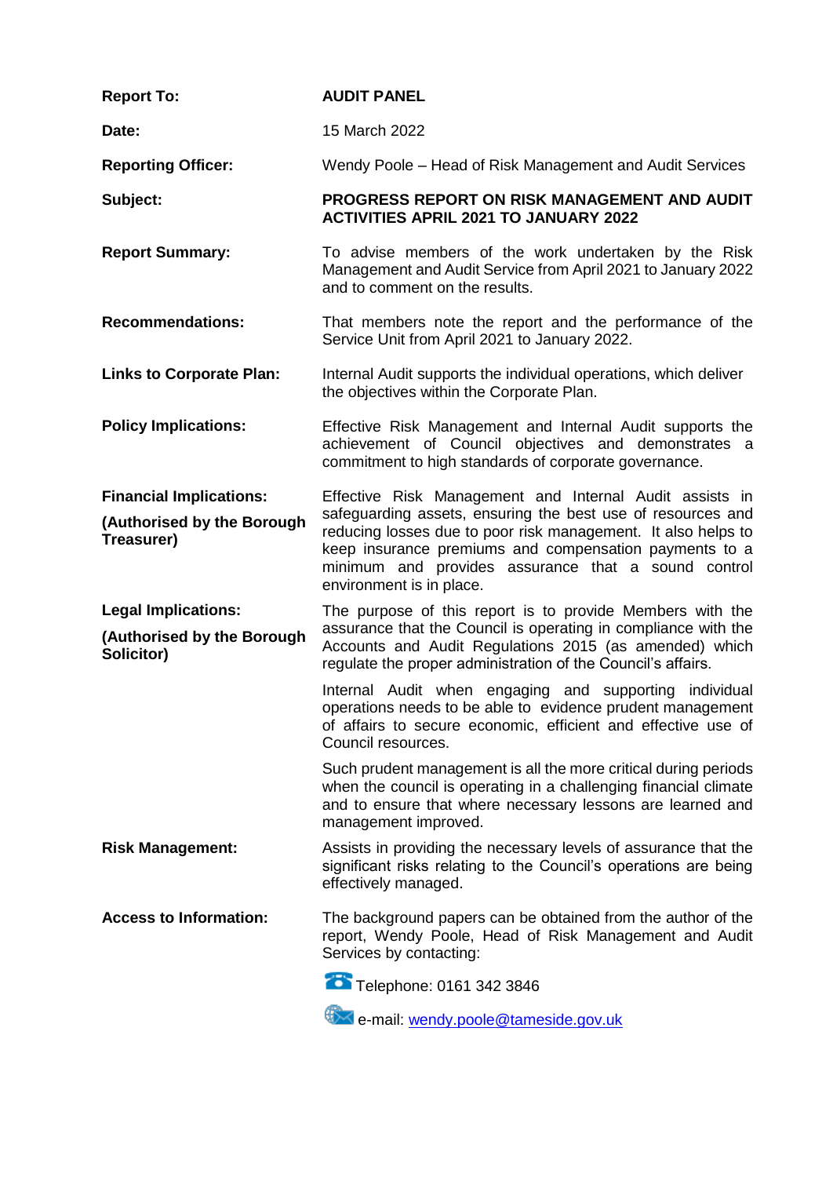| | |
|---|---|
| **Report To:** | **AUDIT PANEL** |
| **Date:** | 15 March 2022 |
| **Reporting Officer:** | Wendy Poole – Head of Risk Management and Audit Services |
| **Subject:** | **PROGRESS REPORT ON RISK MANAGEMENT AND AUDIT ACTIVITIES APRIL 2021 TO JANUARY 2022** |
| **Report Summary:** | To advise members of the work undertaken by the Risk Management and Audit Service from April 2021 to January 2022 and to comment on the results. |
| **Recommendations:** | That members note the report and the performance of the Service Unit from April 2021 to January 2022. |
| **Links to Corporate Plan:** | Internal Audit supports the individual operations, which deliver the objectives within the Corporate Plan. |
| **Policy Implications:** | Effective Risk Management and Internal Audit supports the achievement of Council objectives and demonstrates a commitment to high standards of corporate governance. |
| **Financial Implications:** **(Authorised by the Borough Treasurer)** | Effective Risk Management and Internal Audit assists in safeguarding assets, ensuring the best use of resources and reducing losses due to poor risk management. It also helps to keep insurance premiums and compensation payments to a minimum and provides assurance that a sound control environment is in place. |
| **Legal Implications:** **(Authorised by the Borough Solicitor)** | The purpose of this report is to provide Members with the assurance that the Council is operating in compliance with the Accounts and Audit Regulations 2015 (as amended) which regulate the proper administration of the Council's affairs. Internal Audit when engaging and supporting individual operations needs to be able to evidence prudent management of affairs to secure economic, efficient and effective use of Council resources. Such prudent management is all the more critical during periods when the council is operating in a challenging financial climate and to ensure that where necessary lessons are learned and management improved. |
| **Risk Management:** | Assists in providing the necessary levels of assurance that the significant risks relating to the Council's operations are being effectively managed. |
| **Access to Information:** | The background papers can be obtained from the author of the report, Wendy Poole, Head of Risk Management and Audit Services by contacting: Telephone: 0161 342 3846 e-mail: wendy.poole@tameside.gov.uk |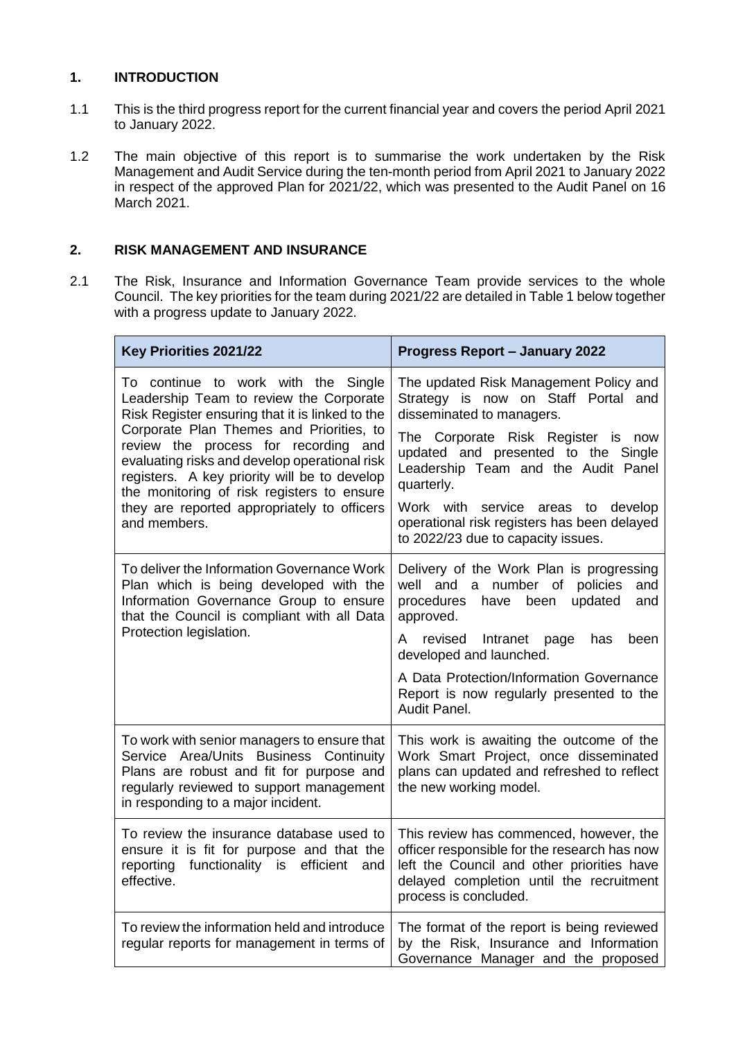## 1. INTRODUCTION

1.1 This is the third progress report for the current financial year and covers the period April 2021 to January 2022.

1.2 The main objective of this report is to summarise the work undertaken by the Risk Management and Audit Service during the ten-month period from April 2021 to January 2022 in respect of the approved Plan for 2021/22, which was presented to the Audit Panel on 16 March 2021.

## 2. RISK MANAGEMENT AND INSURANCE

2.1 The Risk, Insurance and Information Governance Team provide services to the whole Council. The key priorities for the team during 2021/22 are detailed in Table 1 below together with a progress update to January 2022.

| Key Priorities 2021/22 | Progress Report – January 2022 |
|---|---|
| To continue to work with the Single Leadership Team to review the Corporate Risk Register ensuring that it is linked to the Corporate Plan Themes and Priorities, to review the process for recording and evaluating risks and develop operational risk registers. A key priority will be to develop the monitoring of risk registers to ensure they are reported appropriately to officers and members. | The updated Risk Management Policy and Strategy is now on Staff Portal and disseminated to managers.<br><br>The Corporate Risk Register is now updated and presented to the Single Leadership Team and the Audit Panel quarterly.<br><br>Work with service areas to develop operational risk registers has been delayed to 2022/23 due to capacity issues. |
| To deliver the Information Governance Work Plan which is being developed with the Information Governance Group to ensure that the Council is compliant with all Data Protection legislation. | Delivery of the Work Plan is progressing well and a number of policies and procedures have been updated and approved.<br><br>A revised Intranet page has been developed and launched.<br><br>A Data Protection/Information Governance Report is now regularly presented to the Audit Panel. |
| To work with senior managers to ensure that Service Area/Units Business Continuity Plans are robust and fit for purpose and regularly reviewed to support management in responding to a major incident. | This work is awaiting the outcome of the Work Smart Project, once disseminated plans can updated and refreshed to reflect the new working model. |
| To review the insurance database used to ensure it is fit for purpose and that the reporting functionality is efficient and effective. | This review has commenced, however, the officer responsible for the research has now left the Council and other priorities have delayed completion until the recruitment process is concluded. |
| To review the information held and introduce regular reports for management in terms of | The format of the report is being reviewed by the Risk, Insurance and Information Governance Manager and the proposed |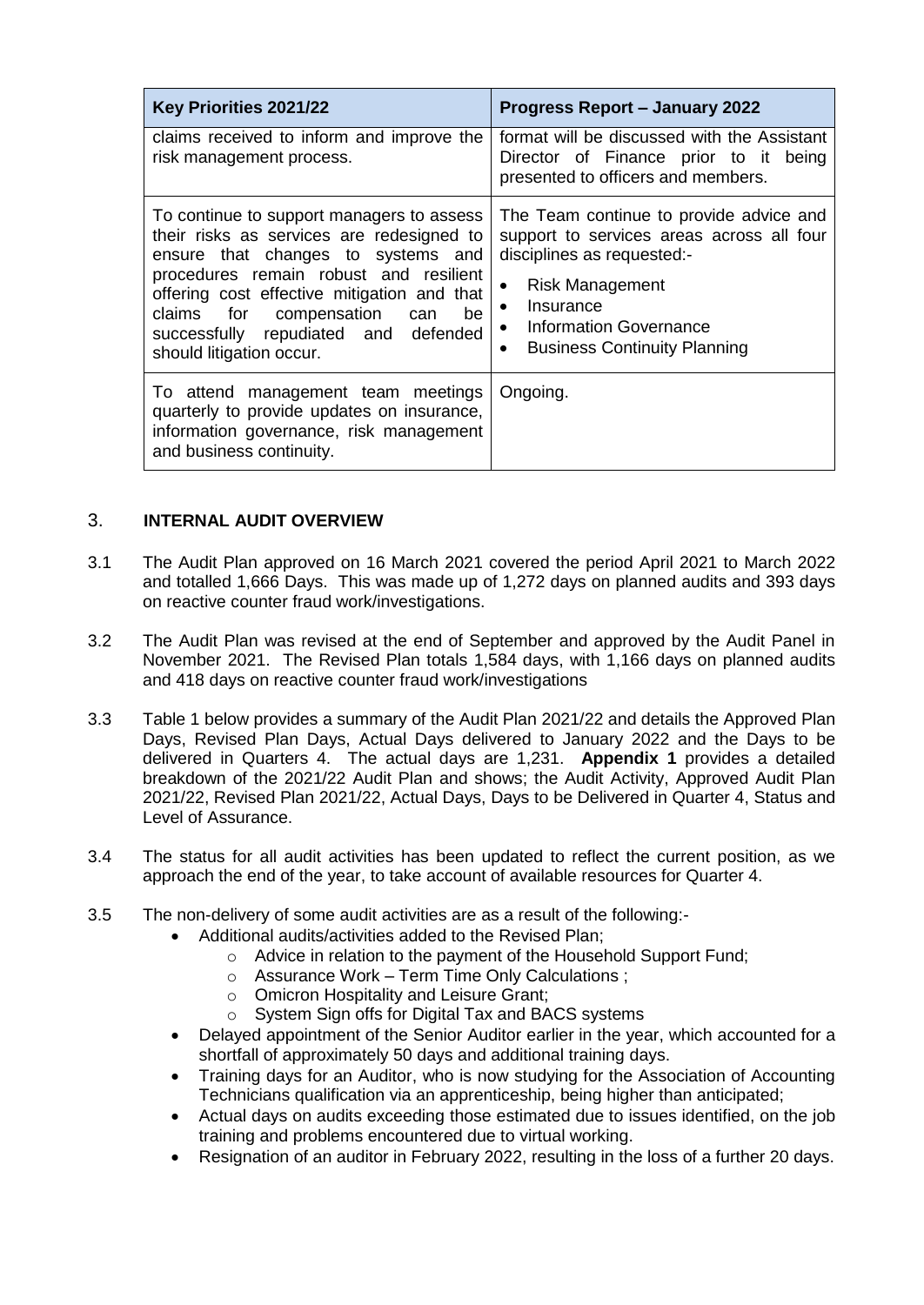| Key Priorities 2021/22 | Progress Report – January 2022 |
|---|---|
| claims received to inform and improve the risk management process. | format will be discussed with the Assistant Director of Finance prior to it being presented to officers and members. |
| To continue to support managers to assess their risks as services are redesigned to ensure that changes to systems and procedures remain robust and resilient offering cost effective mitigation and that claims for compensation can be successfully repudiated and defended should litigation occur. | The Team continue to provide advice and support to services areas across all four disciplines as requested:-<br>• Risk Management<br>• Insurance<br>• Information Governance<br>• Business Continuity Planning |
| To attend management team meetings quarterly to provide updates on insurance, information governance, risk management and business continuity. | Ongoing. |

## 3. INTERNAL AUDIT OVERVIEW

3.1 The Audit Plan approved on 16 March 2021 covered the period April 2021 to March 2022 and totalled 1,666 Days. This was made up of 1,272 days on planned audits and 393 days on reactive counter fraud work/investigations.

3.2 The Audit Plan was revised at the end of September and approved by the Audit Panel in November 2021. The Revised Plan totals 1,584 days, with 1,166 days on planned audits and 418 days on reactive counter fraud work/investigations

3.3 Table 1 below provides a summary of the Audit Plan 2021/22 and details the Approved Plan Days, Revised Plan Days, Actual Days delivered to January 2022 and the Days to be delivered in Quarters 4. The actual days are 1,231. **Appendix 1** provides a detailed breakdown of the 2021/22 Audit Plan and shows; the Audit Activity, Approved Audit Plan 2021/22, Revised Plan 2021/22, Actual Days, Days to be Delivered in Quarter 4, Status and Level of Assurance.

3.4 The status for all audit activities has been updated to reflect the current position, as we approach the end of the year, to take account of available resources for Quarter 4.

3.5 The non-delivery of some audit activities are as a result of the following:-

- Additional audits/activities added to the Revised Plan;
  - Advice in relation to the payment of the Household Support Fund;
  - Assurance Work – Term Time Only Calculations ;
  - Omicron Hospitality and Leisure Grant;
  - System Sign offs for Digital Tax and BACS systems
- Delayed appointment of the Senior Auditor earlier in the year, which accounted for a shortfall of approximately 50 days and additional training days.
- Training days for an Auditor, who is now studying for the Association of Accounting Technicians qualification via an apprenticeship, being higher than anticipated;
- Actual days on audits exceeding those estimated due to issues identified, on the job training and problems encountered due to virtual working.
- Resignation of an auditor in February 2022, resulting in the loss of a further 20 days.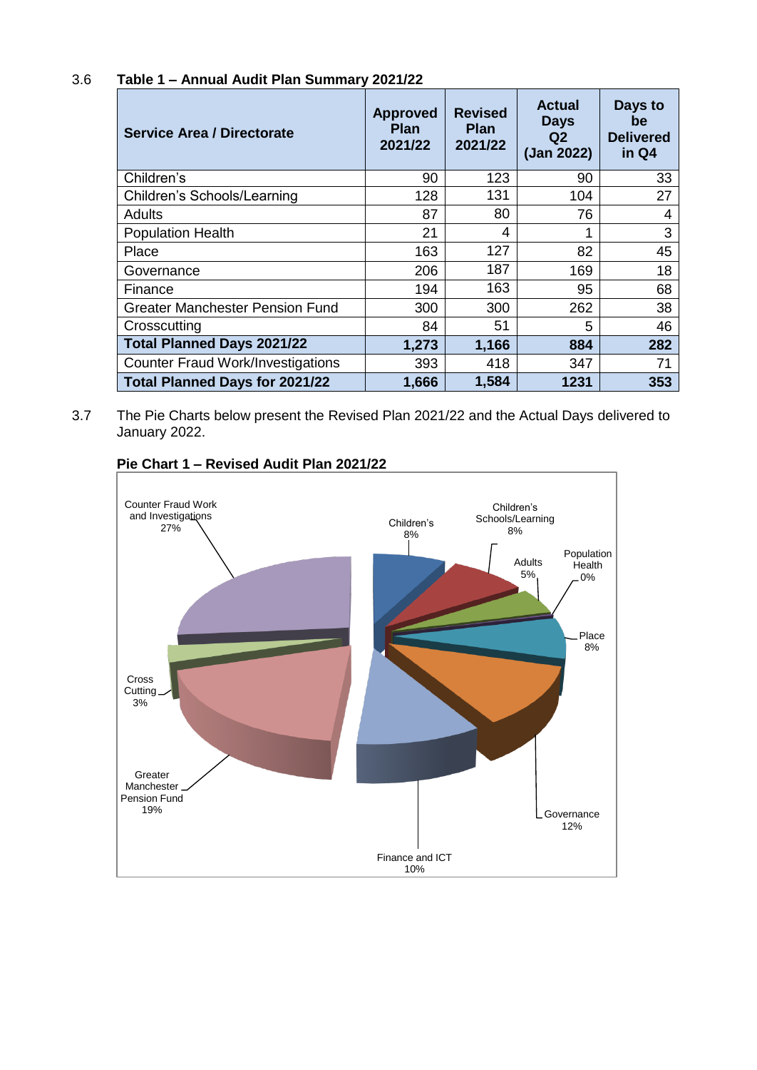3.6 **Table 1 – Annual Audit Plan Summary 2021/22**

| Service Area / Directorate | Approved Plan 2021/22 | Revised Plan 2021/22 | Actual Days Q2 (Jan 2022) | Days to be Delivered in Q4 |
|---|---|---|---|---|
| Children's | 90 | 123 | 90 | 33 |
| Children's Schools/Learning | 128 | 131 | 104 | 27 |
| Adults | 87 | 80 | 76 | 4 |
| Population Health | 21 | 4 | 1 | 3 |
| Place | 163 | 127 | 82 | 45 |
| Governance | 206 | 187 | 169 | 18 |
| Finance | 194 | 163 | 95 | 68 |
| Greater Manchester Pension Fund | 300 | 300 | 262 | 38 |
| Crosscutting | 84 | 51 | 5 | 46 |
| **Total Planned Days 2021/22** | **1,273** | **1,166** | **884** | **282** |
| Counter Fraud Work/Investigations | 393 | 418 | 347 | 71 |
| **Total Planned Days for 2021/22** | **1,666** | **1,584** | **1231** | **353** |

3.7 The Pie Charts below present the Revised Plan 2021/22 and the Actual Days delivered to January 2022.

**Pie Chart 1 – Revised Audit Plan 2021/22**

Counter Fraud Work and Investigations 27%
Children's 8%
Children's Schools/Learning 8%
Adults 5%
Population Health 0%
Place 8%
Governance 12%
Finance and ICT 10%
Greater Manchester Pension Fund 19%
Cross Cutting 3%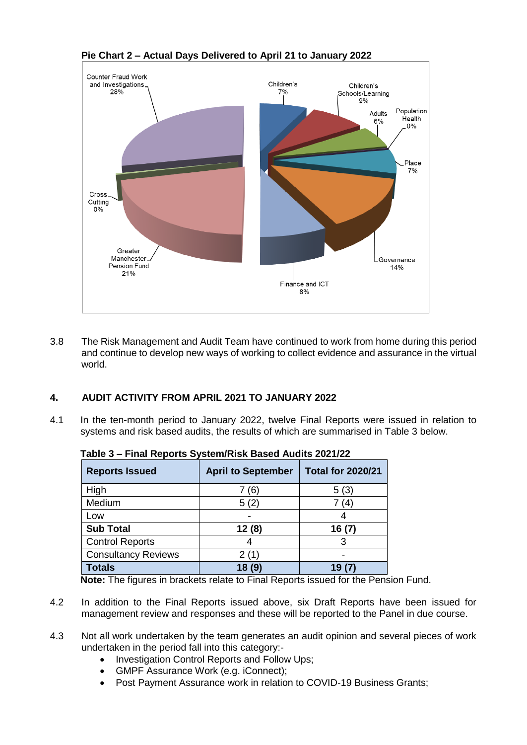**Pie Chart 2 – Actual Days Delivered to April 21 to January 2022**

Counter Fraud Work and Investigations 28%
Children's 7%
Children's Schools/Learning 9%
Adults 6%
Population Health 0%
Place 7%
Governance 14%
Finance and ICT 8%
Greater Manchester Pension Fund 21%
Cross Cutting 0%

3.8 The Risk Management and Audit Team have continued to work from home during this period and continue to develop new ways of working to collect evidence and assurance in the virtual world.

## 4. AUDIT ACTIVITY FROM APRIL 2021 TO JANUARY 2022

4.1 In the ten-month period to January 2022, twelve Final Reports were issued in relation to systems and risk based audits, the results of which are summarised in Table 3 below.

**Table 3 – Final Reports System/Risk Based Audits 2021/22**

| Reports Issued | April to September | Total for 2020/21 |
|---|---|---|
| High | 7 (6) | 5 (3) |
| Medium | 5 (2) | 7 (4) |
| Low | - | 4 |
| **Sub Total** | **12 (8)** | **16 (7)** |
| Control Reports | 4 | 3 |
| Consultancy Reviews | 2 (1) | - |
| **Totals** | **18 (9)** | **19 (7)** |

**Note:** The figures in brackets relate to Final Reports issued for the Pension Fund.

4.2 In addition to the Final Reports issued above, six Draft Reports have been issued for management review and responses and these will be reported to the Panel in due course.

4.3 Not all work undertaken by the team generates an audit opinion and several pieces of work undertaken in the period fall into this category:-

- Investigation Control Reports and Follow Ups;
- GMPF Assurance Work (e.g. iConnect);
- Post Payment Assurance work in relation to COVID-19 Business Grants;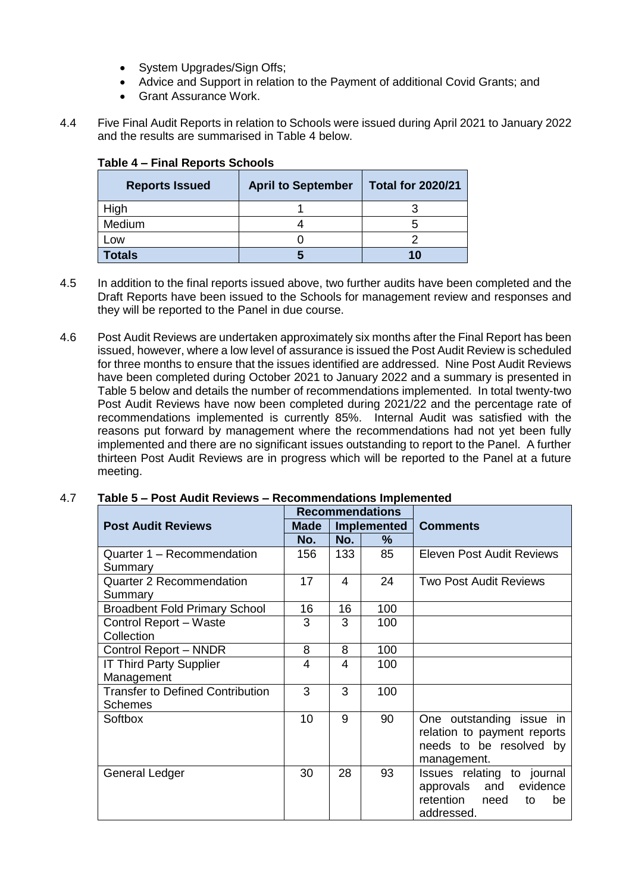- System Upgrades/Sign Offs;
- Advice and Support in relation to the Payment of additional Covid Grants; and
- Grant Assurance Work.

4.4 Five Final Audit Reports in relation to Schools were issued during April 2021 to January 2022 and the results are summarised in Table 4 below.

**Table 4 – Final Reports Schools**

| Reports Issued | April to September | Total for 2020/21 |
|---|---|---|
| High | 1 | 3 |
| Medium | 4 | 5 |
| Low | 0 | 2 |
| **Totals** | **5** | **10** |

4.5 In addition to the final reports issued above, two further audits have been completed and the Draft Reports have been issued to the Schools for management review and responses and they will be reported to the Panel in due course.

4.6 Post Audit Reviews are undertaken approximately six months after the Final Report has been issued, however, where a low level of assurance is issued the Post Audit Review is scheduled for three months to ensure that the issues identified are addressed. Nine Post Audit Reviews have been completed during October 2021 to January 2022 and a summary is presented in Table 5 below and details the number of recommendations implemented. In total twenty-two Post Audit Reviews have now been completed during 2021/22 and the percentage rate of recommendations implemented is currently 85%. Internal Audit was satisfied with the reasons put forward by management where the recommendations had not yet been fully implemented and there are no significant issues outstanding to report to the Panel. A further thirteen Post Audit Reviews are in progress which will be reported to the Panel at a future meeting.

4.7 **Table 5 – Post Audit Reviews – Recommendations Implemented**

| Post Audit Reviews | Recommendations | | | Comments |
|---|---|---|---|---|
| | Made | Implemented | | |
| | No. | No. | % | |
| Quarter 1 – Recommendation Summary | 156 | 133 | 85 | Eleven Post Audit Reviews |
| Quarter 2 Recommendation Summary | 17 | 4 | 24 | Two Post Audit Reviews |
| Broadbent Fold Primary School | 16 | 16 | 100 | |
| Control Report – Waste Collection | 3 | 3 | 100 | |
| Control Report – NNDR | 8 | 8 | 100 | |
| IT Third Party Supplier Management | 4 | 4 | 100 | |
| Transfer to Defined Contribution Schemes | 3 | 3 | 100 | |
| Softbox | 10 | 9 | 90 | One outstanding issue in relation to payment reports needs to be resolved by management. |
| General Ledger | 30 | 28 | 93 | Issues relating to journal approvals and evidence retention need to be addressed. |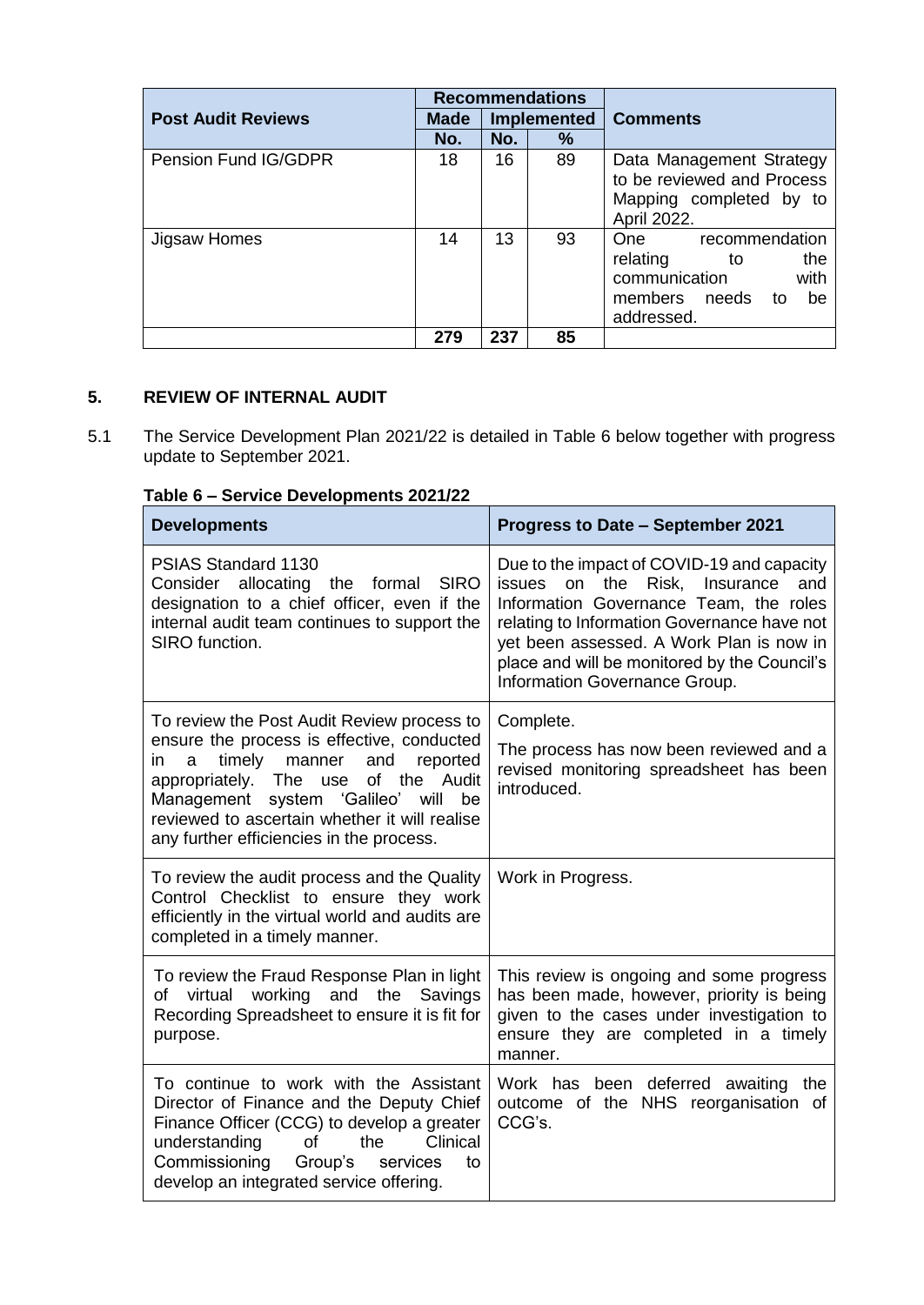| Post Audit Reviews | Recommendations Made | Recommendations Implemented | | Comments |
|---|---|---|---|---|
| | No. | No. | % | |
| Pension Fund IG/GDPR | 18 | 16 | 89 | Data Management Strategy to be reviewed and Process Mapping completed by to April 2022. |
| Jigsaw Homes | 14 | 13 | 93 | One recommendation relating to the communication with members needs to be addressed. |
| | **279** | **237** | **85** | |

## 5. REVIEW OF INTERNAL AUDIT

5.1 The Service Development Plan 2021/22 is detailed in Table 6 below together with progress update to September 2021.

**Table 6 – Service Developments 2021/22**

| Developments | Progress to Date – September 2021 |
|---|---|
| PSIAS Standard 1130<br>Consider allocating the formal SIRO designation to a chief officer, even if the internal audit team continues to support the SIRO function. | Due to the impact of COVID-19 and capacity issues on the Risk, Insurance and Information Governance Team, the roles relating to Information Governance have not yet been assessed. A Work Plan is now in place and will be monitored by the Council's Information Governance Group. |
| To review the Post Audit Review process to ensure the process is effective, conducted in a timely manner and reported appropriately. The use of the Audit Management system 'Galileo' will be reviewed to ascertain whether it will realise any further efficiencies in the process. | Complete.<br>The process has now been reviewed and a revised monitoring spreadsheet has been introduced. |
| To review the audit process and the Quality Control Checklist to ensure they work efficiently in the virtual world and audits are completed in a timely manner. | Work in Progress. |
| To review the Fraud Response Plan in light of virtual working and the Savings Recording Spreadsheet to ensure it is fit for purpose. | This review is ongoing and some progress has been made, however, priority is being given to the cases under investigation to ensure they are completed in a timely manner. |
| To continue to work with the Assistant Director of Finance and the Deputy Chief Finance Officer (CCG) to develop a greater understanding of the Clinical Commissioning Group's services to develop an integrated service offering. | Work has been deferred awaiting the outcome of the NHS reorganisation of CCG's. |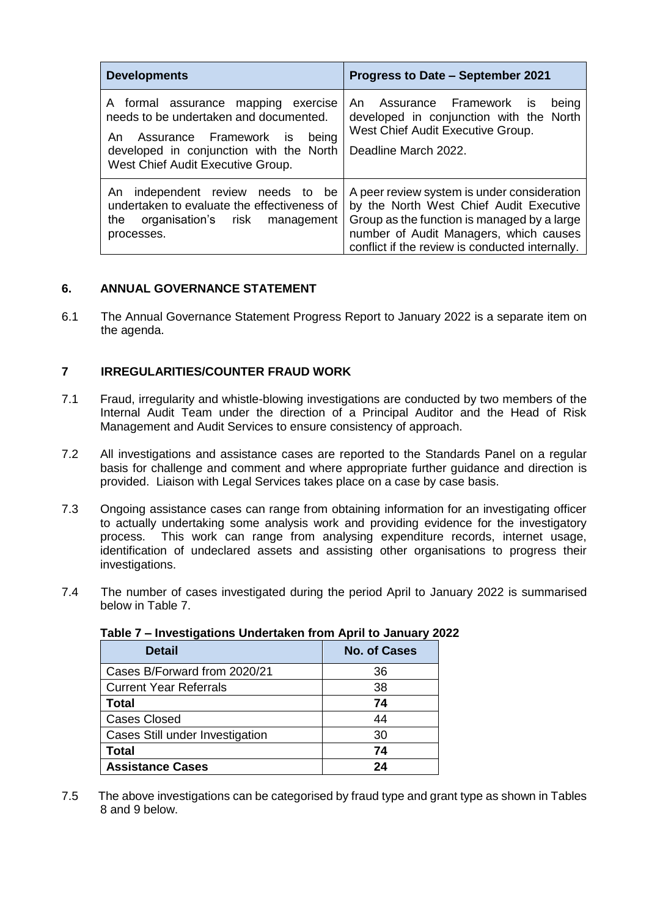| Developments | Progress to Date – September 2021 |
| --- | --- |
| A formal assurance mapping exercise needs to be undertaken and documented.<br><br>An Assurance Framework is being developed in conjunction with the North West Chief Audit Executive Group. | An Assurance Framework is being developed in conjunction with the North West Chief Audit Executive Group.<br><br>Deadline March 2022. |
| An independent review needs to be undertaken to evaluate the effectiveness of the organisation's risk management processes. | A peer review system is under consideration by the North West Chief Audit Executive Group as the function is managed by a large number of Audit Managers, which causes conflict if the review is conducted internally. |

## 6. ANNUAL GOVERNANCE STATEMENT

6.1 The Annual Governance Statement Progress Report to January 2022 is a separate item on the agenda.

## 7 IRREGULARITIES/COUNTER FRAUD WORK

7.1 Fraud, irregularity and whistle-blowing investigations are conducted by two members of the Internal Audit Team under the direction of a Principal Auditor and the Head of Risk Management and Audit Services to ensure consistency of approach.

7.2 All investigations and assistance cases are reported to the Standards Panel on a regular basis for challenge and comment and where appropriate further guidance and direction is provided. Liaison with Legal Services takes place on a case by case basis.

7.3 Ongoing assistance cases can range from obtaining information for an investigating officer to actually undertaking some analysis work and providing evidence for the investigatory process. This work can range from analysing expenditure records, internet usage, identification of undeclared assets and assisting other organisations to progress their investigations.

7.4 The number of cases investigated during the period April to January 2022 is summarised below in Table 7.

**Table 7 – Investigations Undertaken from April to January 2022**

| Detail | No. of Cases |
| --- | --- |
| Cases B/Forward from 2020/21 | 36 |
| Current Year Referrals | 38 |
| **Total** | **74** |
| Cases Closed | 44 |
| Cases Still under Investigation | 30 |
| **Total** | **74** |
| **Assistance Cases** | **24** |

7.5 The above investigations can be categorised by fraud type and grant type as shown in Tables 8 and 9 below.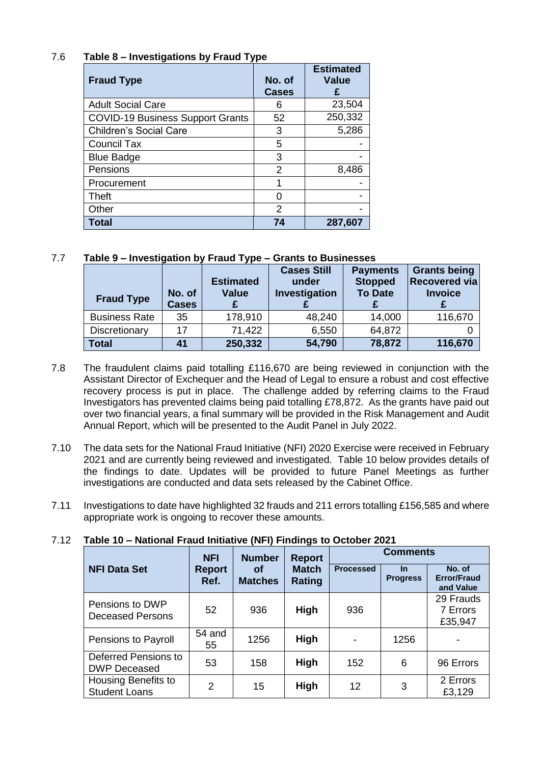7.6 **Table 8 – Investigations by Fraud Type**

| Fraud Type | No. of Cases | Estimated Value £ |
|---|---|---|
| Adult Social Care | 6 | 23,504 |
| COVID-19 Business Support Grants | 52 | 250,332 |
| Children's Social Care | 3 | 5,286 |
| Council Tax | 5 | - |
| Blue Badge | 3 | - |
| Pensions | 2 | 8,486 |
| Procurement | 1 | - |
| Theft | 0 | - |
| Other | 2 | - |
| **Total** | **74** | **287,607** |

7.7 **Table 9 – Investigation by Fraud Type – Grants to Businesses**

| Fraud Type | No. of Cases | Estimated Value £ | Cases Still under Investigation £ | Payments Stopped To Date £ | Grants being Recovered via Invoice £ |
|---|---|---|---|---|---|
| Business Rate | 35 | 178,910 | 48,240 | 14,000 | 116,670 |
| Discretionary | 17 | 71,422 | 6,550 | 64,872 | 0 |
| **Total** | **41** | **250,332** | **54,790** | **78,872** | **116,670** |

7.8 The fraudulent claims paid totalling £116,670 are being reviewed in conjunction with the Assistant Director of Exchequer and the Head of Legal to ensure a robust and cost effective recovery process is put in place. The challenge added by referring claims to the Fraud Investigators has prevented claims being paid totalling £78,872. As the grants have paid out over two financial years, a final summary will be provided in the Risk Management and Audit Annual Report, which will be presented to the Audit Panel in July 2022.

7.10 The data sets for the National Fraud Initiative (NFI) 2020 Exercise were received in February 2021 and are currently being reviewed and investigated. Table 10 below provides details of the findings to date. Updates will be provided to future Panel Meetings as further investigations are conducted and data sets released by the Cabinet Office.

7.11 Investigations to date have highlighted 32 frauds and 211 errors totalling £156,585 and where appropriate work is ongoing to recover these amounts.

7.12 **Table 10 – National Fraud Initiative (NFI) Findings to October 2021**

| NFI Data Set | NFI Report Ref. | Number of Matches | Report Match Rating | Comments | | |
|---|---|---|---|---|---|---|
| | | | | Processed | In Progress | No. of Error/Fraud and Value |
| Pensions to DWP Deceased Persons | 52 | 936 | **High** | 936 | | 29 Frauds 7 Errors £35,947 |
| Pensions to Payroll | 54 and 55 | 1256 | **High** | - | 1256 | - |
| Deferred Pensions to DWP Deceased | 53 | 158 | **High** | 152 | 6 | 96 Errors |
| Housing Benefits to Student Loans | 2 | 15 | **High** | 12 | 3 | 2 Errors £3,129 |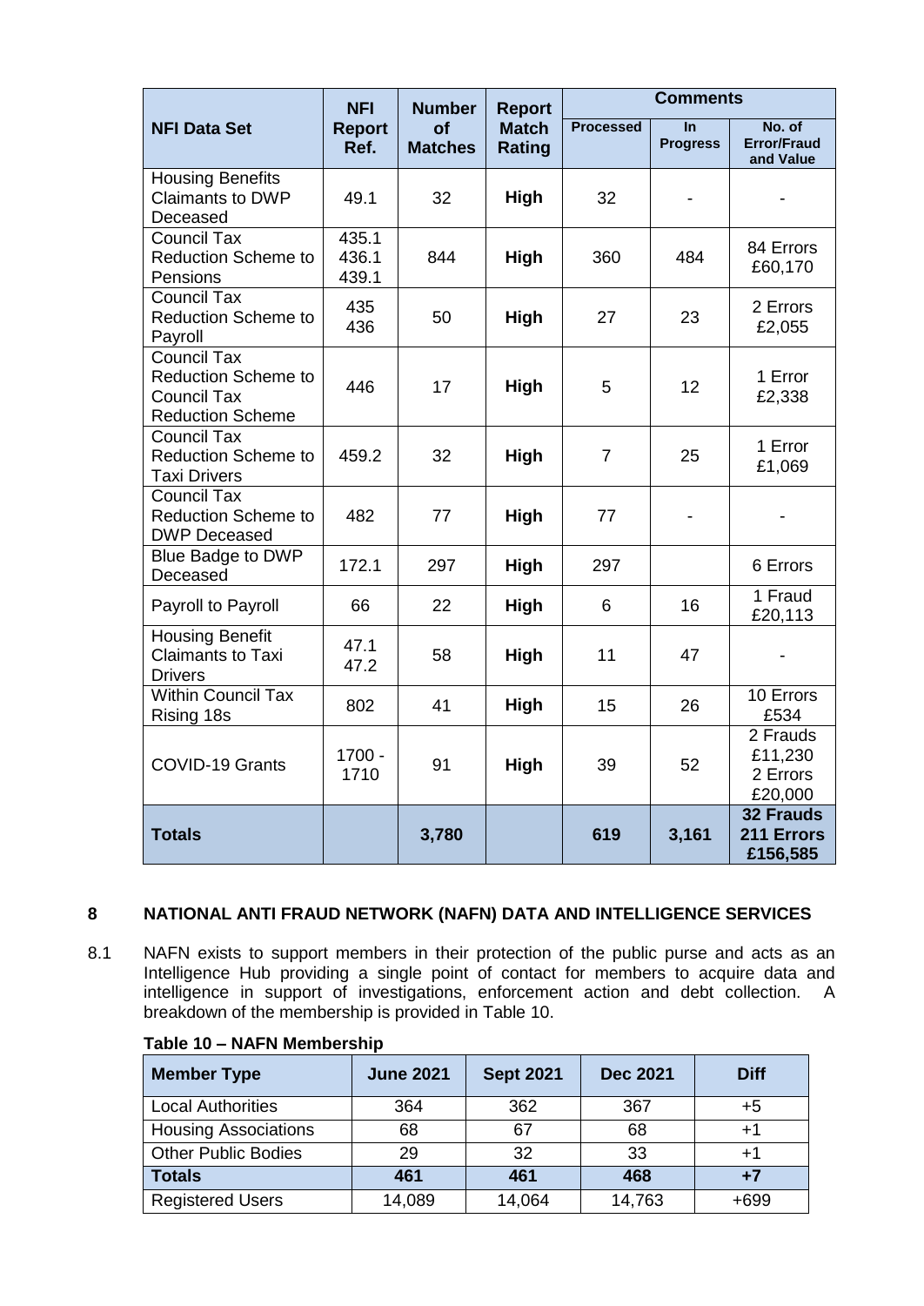| NFI Data Set | NFI Report Ref. | Number of Matches | Report Match Rating | Comments | | |
|---|---|---|---|---|---|---|
| | | | | Processed | In Progress | No. of Error/Fraud and Value |
| Housing Benefits Claimants to DWP Deceased | 49.1 | 32 | **High** | 32 | - | - |
| Council Tax Reduction Scheme to Pensions | 435.1 436.1 439.1 | 844 | **High** | 360 | 484 | 84 Errors £60,170 |
| Council Tax Reduction Scheme to Payroll | 435 436 | 50 | **High** | 27 | 23 | 2 Errors £2,055 |
| Council Tax Reduction Scheme to Council Tax Reduction Scheme | 446 | 17 | **High** | 5 | 12 | 1 Error £2,338 |
| Council Tax Reduction Scheme to Taxi Drivers | 459.2 | 32 | **High** | 7 | 25 | 1 Error £1,069 |
| Council Tax Reduction Scheme to DWP Deceased | 482 | 77 | **High** | 77 | - | - |
| Blue Badge to DWP Deceased | 172.1 | 297 | **High** | 297 | | 6 Errors |
| Payroll to Payroll | 66 | 22 | **High** | 6 | 16 | 1 Fraud £20,113 |
| Housing Benefit Claimants to Taxi Drivers | 47.1 47.2 | 58 | **High** | 11 | 47 | - |
| Within Council Tax Rising 18s | 802 | 41 | **High** | 15 | 26 | 10 Errors £534 |
| COVID-19 Grants | 1700 - 1710 | 91 | **High** | 39 | 52 | 2 Frauds £11,230 2 Errors £20,000 |
| **Totals** | | **3,780** | | **619** | **3,161** | **32 Frauds 211 Errors £156,585** |

## 8 NATIONAL ANTI FRAUD NETWORK (NAFN) DATA AND INTELLIGENCE SERVICES

8.1 NAFN exists to support members in their protection of the public purse and acts as an Intelligence Hub providing a single point of contact for members to acquire data and intelligence in support of investigations, enforcement action and debt collection. A breakdown of the membership is provided in Table 10.

**Table 10 – NAFN Membership**

| Member Type | June 2021 | Sept 2021 | Dec 2021 | Diff |
|---|---|---|---|---|
| Local Authorities | 364 | 362 | 367 | +5 |
| Housing Associations | 68 | 67 | 68 | +1 |
| Other Public Bodies | 29 | 32 | 33 | +1 |
| **Totals** | **461** | **461** | **468** | **+7** |
| Registered Users | 14,089 | 14,064 | 14,763 | +699 |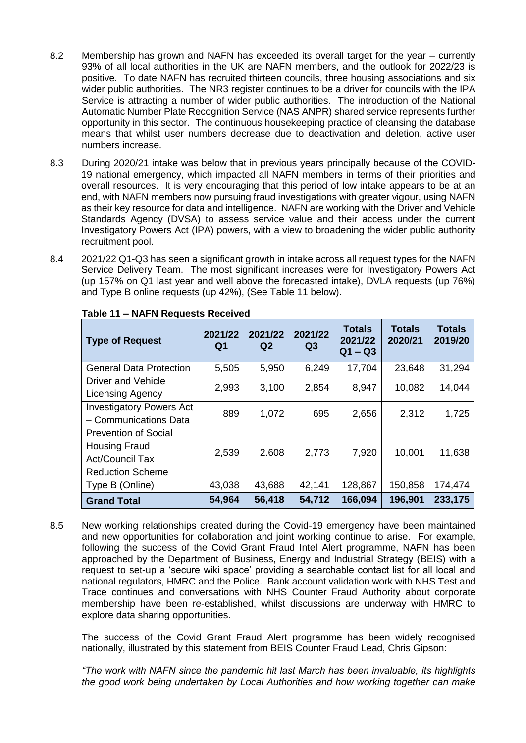8.2 Membership has grown and NAFN has exceeded its overall target for the year – currently 93% of all local authorities in the UK are NAFN members, and the outlook for 2022/23 is positive. To date NAFN has recruited thirteen councils, three housing associations and six wider public authorities. The NR3 register continues to be a driver for councils with the IPA Service is attracting a number of wider public authorities. The introduction of the National Automatic Number Plate Recognition Service (NAS ANPR) shared service represents further opportunity in this sector. The continuous housekeeping practice of cleansing the database means that whilst user numbers decrease due to deactivation and deletion, active user numbers increase.

8.3 During 2020/21 intake was below that in previous years principally because of the COVID-19 national emergency, which impacted all NAFN members in terms of their priorities and overall resources. It is very encouraging that this period of low intake appears to be at an end, with NAFN members now pursuing fraud investigations with greater vigour, using NAFN as their key resource for data and intelligence. NAFN are working with the Driver and Vehicle Standards Agency (DVSA) to assess service value and their access under the current Investigatory Powers Act (IPA) powers, with a view to broadening the wider public authority recruitment pool.

8.4 2021/22 Q1-Q3 has seen a significant growth in intake across all request types for the NAFN Service Delivery Team. The most significant increases were for Investigatory Powers Act (up 157% on Q1 last year and well above the forecasted intake), DVLA requests (up 76%) and Type B online requests (up 42%), (See Table 11 below).

**Table 11 – NAFN Requests Received**

| Type of Request | 2021/22 Q1 | 2021/22 Q2 | 2021/22 Q3 | Totals 2021/22 Q1 – Q3 | Totals 2020/21 | Totals 2019/20 |
|---|---|---|---|---|---|---|
| General Data Protection | 5,505 | 5,950 | 6,249 | 17,704 | 23,648 | 31,294 |
| Driver and Vehicle Licensing Agency | 2,993 | 3,100 | 2,854 | 8,947 | 10,082 | 14,044 |
| Investigatory Powers Act – Communications Data | 889 | 1,072 | 695 | 2,656 | 2,312 | 1,725 |
| Prevention of Social Housing Fraud Act/Council Tax Reduction Scheme | 2,539 | 2.608 | 2,773 | 7,920 | 10,001 | 11,638 |
| Type B (Online) | 43,038 | 43,688 | 42,141 | 128,867 | 150,858 | 174,474 |
| **Grand Total** | **54,964** | **56,418** | **54,712** | **166,094** | **196,901** | **233,175** |

8.5 New working relationships created during the Covid-19 emergency have been maintained and new opportunities for collaboration and joint working continue to arise. For example, following the success of the Covid Grant Fraud Intel Alert programme, NAFN has been approached by the Department of Business, Energy and Industrial Strategy (BEIS) with a request to set-up a 'secure wiki space' providing a searchable contact list for all local and national regulators, HMRC and the Police. Bank account validation work with NHS Test and Trace continues and conversations with NHS Counter Fraud Authority about corporate membership have been re-established, whilst discussions are underway with HMRC to explore data sharing opportunities.

The success of the Covid Grant Fraud Alert programme has been widely recognised nationally, illustrated by this statement from BEIS Counter Fraud Lead, Chris Gipson:

*"The work with NAFN since the pandemic hit last March has been invaluable, its highlights the good work being undertaken by Local Authorities and how working together can make*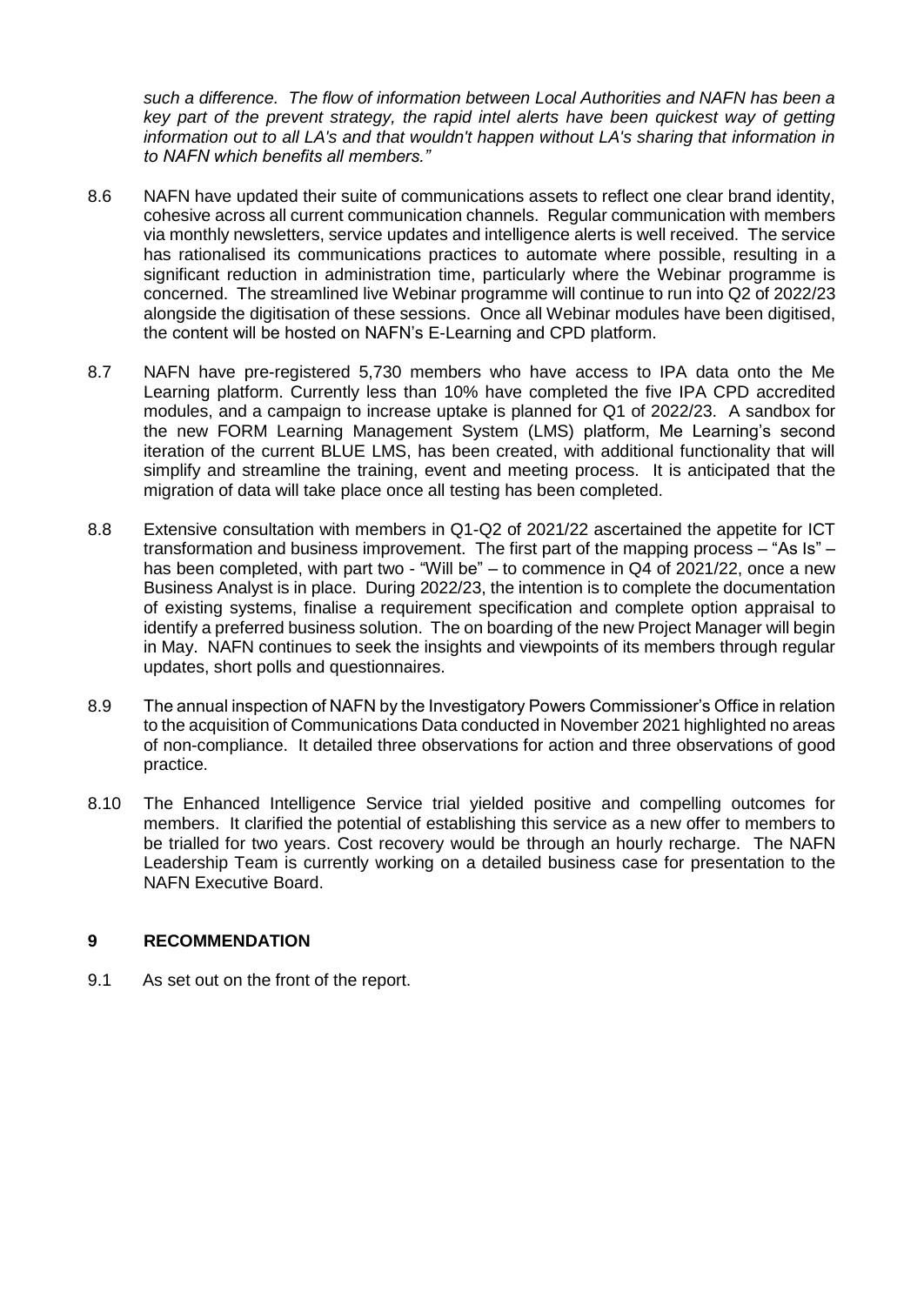*such a difference. The flow of information between Local Authorities and NAFN has been a key part of the prevent strategy, the rapid intel alerts have been quickest way of getting information out to all LA's and that wouldn't happen without LA's sharing that information in to NAFN which benefits all members."*

8.6 NAFN have updated their suite of communications assets to reflect one clear brand identity, cohesive across all current communication channels. Regular communication with members via monthly newsletters, service updates and intelligence alerts is well received. The service has rationalised its communications practices to automate where possible, resulting in a significant reduction in administration time, particularly where the Webinar programme is concerned. The streamlined live Webinar programme will continue to run into Q2 of 2022/23 alongside the digitisation of these sessions. Once all Webinar modules have been digitised, the content will be hosted on NAFN's E-Learning and CPD platform.

8.7 NAFN have pre-registered 5,730 members who have access to IPA data onto the Me Learning platform. Currently less than 10% have completed the five IPA CPD accredited modules, and a campaign to increase uptake is planned for Q1 of 2022/23. A sandbox for the new FORM Learning Management System (LMS) platform, Me Learning's second iteration of the current BLUE LMS, has been created, with additional functionality that will simplify and streamline the training, event and meeting process. It is anticipated that the migration of data will take place once all testing has been completed.

8.8 Extensive consultation with members in Q1-Q2 of 2021/22 ascertained the appetite for ICT transformation and business improvement. The first part of the mapping process – "As Is" – has been completed, with part two - "Will be" – to commence in Q4 of 2021/22, once a new Business Analyst is in place. During 2022/23, the intention is to complete the documentation of existing systems, finalise a requirement specification and complete option appraisal to identify a preferred business solution. The on boarding of the new Project Manager will begin in May. NAFN continues to seek the insights and viewpoints of its members through regular updates, short polls and questionnaires.

8.9 The annual inspection of NAFN by the Investigatory Powers Commissioner's Office in relation to the acquisition of Communications Data conducted in November 2021 highlighted no areas of non-compliance. It detailed three observations for action and three observations of good practice.

8.10 The Enhanced Intelligence Service trial yielded positive and compelling outcomes for members. It clarified the potential of establishing this service as a new offer to members to be trialled for two years. Cost recovery would be through an hourly recharge. The NAFN Leadership Team is currently working on a detailed business case for presentation to the NAFN Executive Board.

## 9 RECOMMENDATION

9.1 As set out on the front of the report.